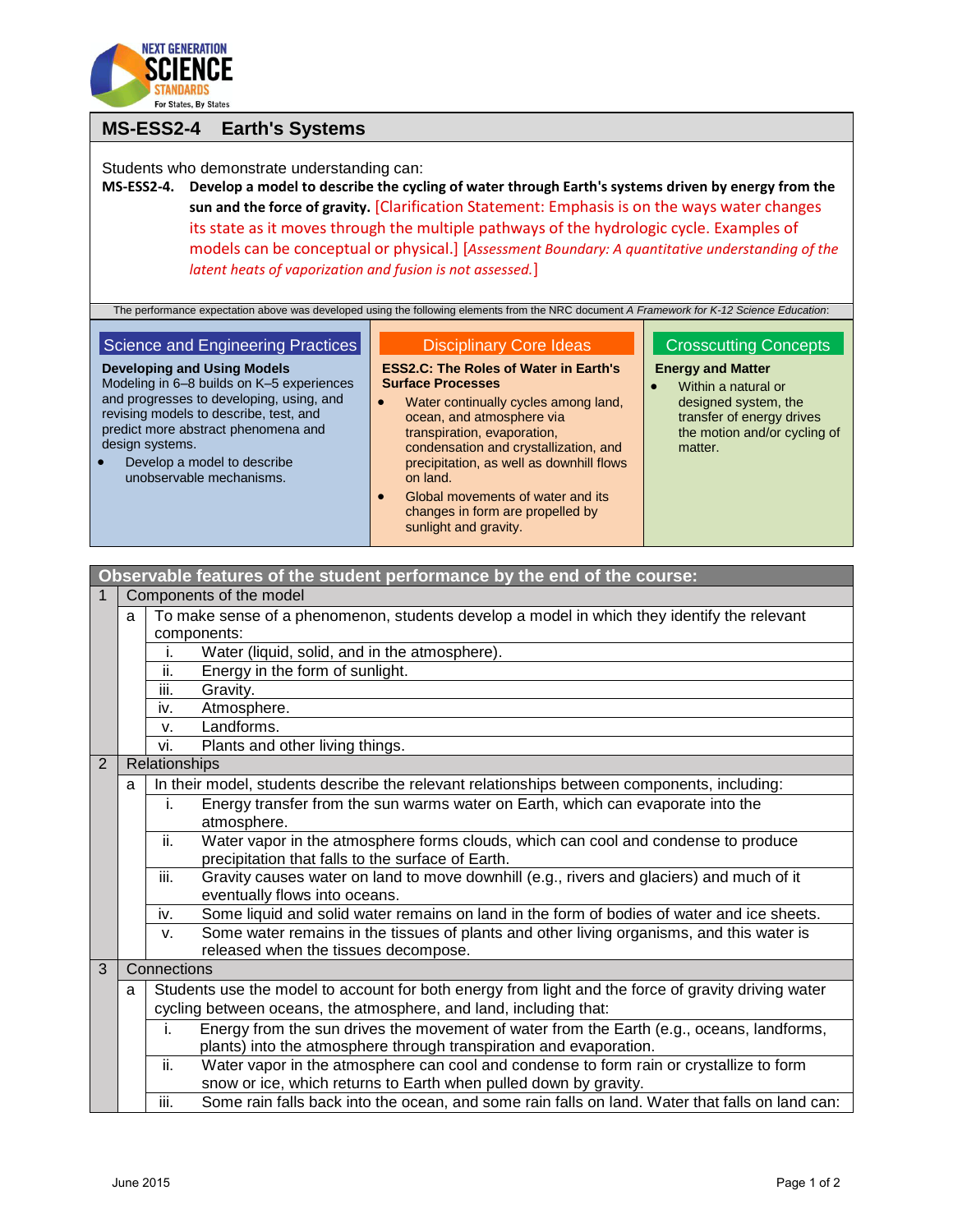# MS-ESS2-4 Earth's Systems

Students who demonstrate understanding can:

**MS-ESS2-4. Develop a model to describe the cycling of water through Earth's systems driven by energy from the sun and the force of gravity.** [Clarification Statement: Emphasis is on the ways water changes its state as it moves through the multiple pathways of the hydrologic cycle. Examples of models can be conceptual or physical.] [*Assessment Boundary: A quantitative understanding of the latent heats of vaporization and fusion is not assessed.*]

The performance expectation above was developed using the following elements from the NRC document *A Framework for K-12 Science Education*:

## Science and Engineering Practices

**Developing and Using Models**

Modeling in 6–8 builds on K–5 experiences and progresses to developing, using, and revising models to describe, test, and predict more abstract phenomena and design systems.

- Develop a model to describe unobservable mechanisms.

## Disciplinary Core Ideas

**ESS2.C: The Roles of Water in Earth's Surface Processes**

- Water continually cycles among land, ocean, and atmosphere via transpiration, evaporation, condensation and crystallization, and precipitation, as well as downhill flows on land.
- Global movements of water and its changes in form are propelled by sunlight and gravity.

## Crosscutting Concepts

**Energy and Matter**

- Within a natural or designed system, the transfer of energy drives the motion and/or cycling of matter.

## Observable features of the student performance by the end of the course:

| | | | |
|---|---|---|---|
| 1 | Components of the model | | |
| | a | To make sense of a phenomenon, students develop a model in which they identify the relevant components: | |
| | | i. | Water (liquid, solid, and in the atmosphere). |
| | | ii. | Energy in the form of sunlight. |
| | | iii. | Gravity. |
| | | iv. | Atmosphere. |
| | | v. | Landforms. |
| | | vi. | Plants and other living things. |
| 2 | Relationships | | |
| | a | In their model, students describe the relevant relationships between components, including: | |
| | | i. | Energy transfer from the sun warms water on Earth, which can evaporate into the atmosphere. |
| | | ii. | Water vapor in the atmosphere forms clouds, which can cool and condense to produce precipitation that falls to the surface of Earth. |
| | | iii. | Gravity causes water on land to move downhill (e.g., rivers and glaciers) and much of it eventually flows into oceans. |
| | | iv. | Some liquid and solid water remains on land in the form of bodies of water and ice sheets. |
| | | v. | Some water remains in the tissues of plants and other living organisms, and this water is released when the tissues decompose. |
| 3 | Connections | | |
| | a | Students use the model to account for both energy from light and the force of gravity driving water cycling between oceans, the atmosphere, and land, including that: | |
| | | i. | Energy from the sun drives the movement of water from the Earth (e.g., oceans, landforms, plants) into the atmosphere through transpiration and evaporation. |
| | | ii. | Water vapor in the atmosphere can cool and condense to form rain or crystallize to form snow or ice, which returns to Earth when pulled down by gravity. |
| | | iii. | Some rain falls back into the ocean, and some rain falls on land. Water that falls on land can: |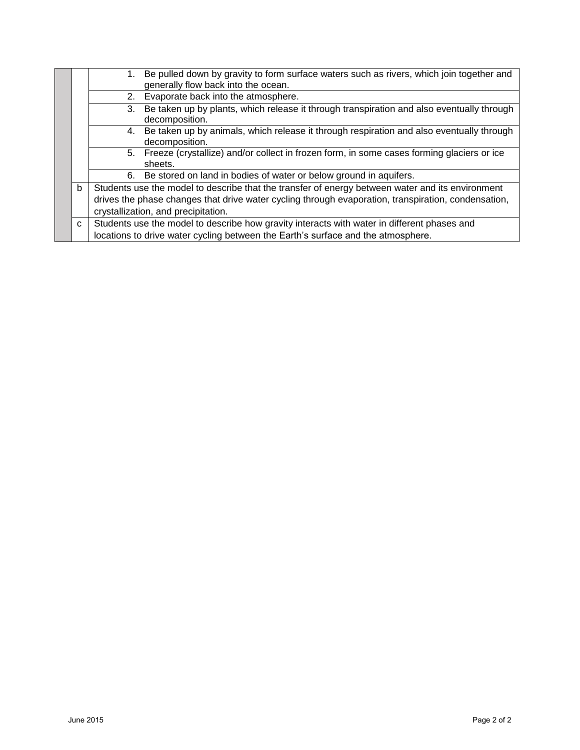| | | |
|---|---|---|
| | | 1. Be pulled down by gravity to form surface waters such as rivers, which join together and generally flow back into the ocean. |
| | | 2. Evaporate back into the atmosphere. |
| | | 3. Be taken up by plants, which release it through transpiration and also eventually through decomposition. |
| | | 4. Be taken up by animals, which release it through respiration and also eventually through decomposition. |
| | | 5. Freeze (crystallize) and/or collect in frozen form, in some cases forming glaciers or ice sheets. |
| | | 6. Be stored on land in bodies of water or below ground in aquifers. |
| | b | Students use the model to describe that the transfer of energy between water and its environment drives the phase changes that drive water cycling through evaporation, transpiration, condensation, crystallization, and precipitation. |
| | c | Students use the model to describe how gravity interacts with water in different phases and locations to drive water cycling between the Earth's surface and the atmosphere. |